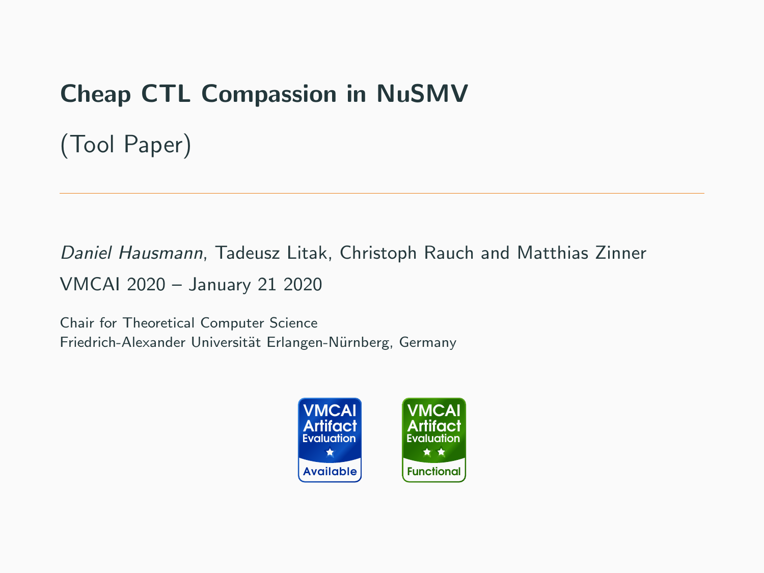# Cheap CTL Compassion in NuSMV

(Tool Paper)

---

*Daniel Hausmann*, Tadeusz Litak, Christoph Rauch and Matthias Zinner

VMCAI 2020 – January 21 2020

Chair for Theoretical Computer Science
Friedrich-Alexander Universität Erlangen-Nürnberg, Germany

VMCAI Artifact Evaluation — Available

VMCAI Artifact Evaluation — Functional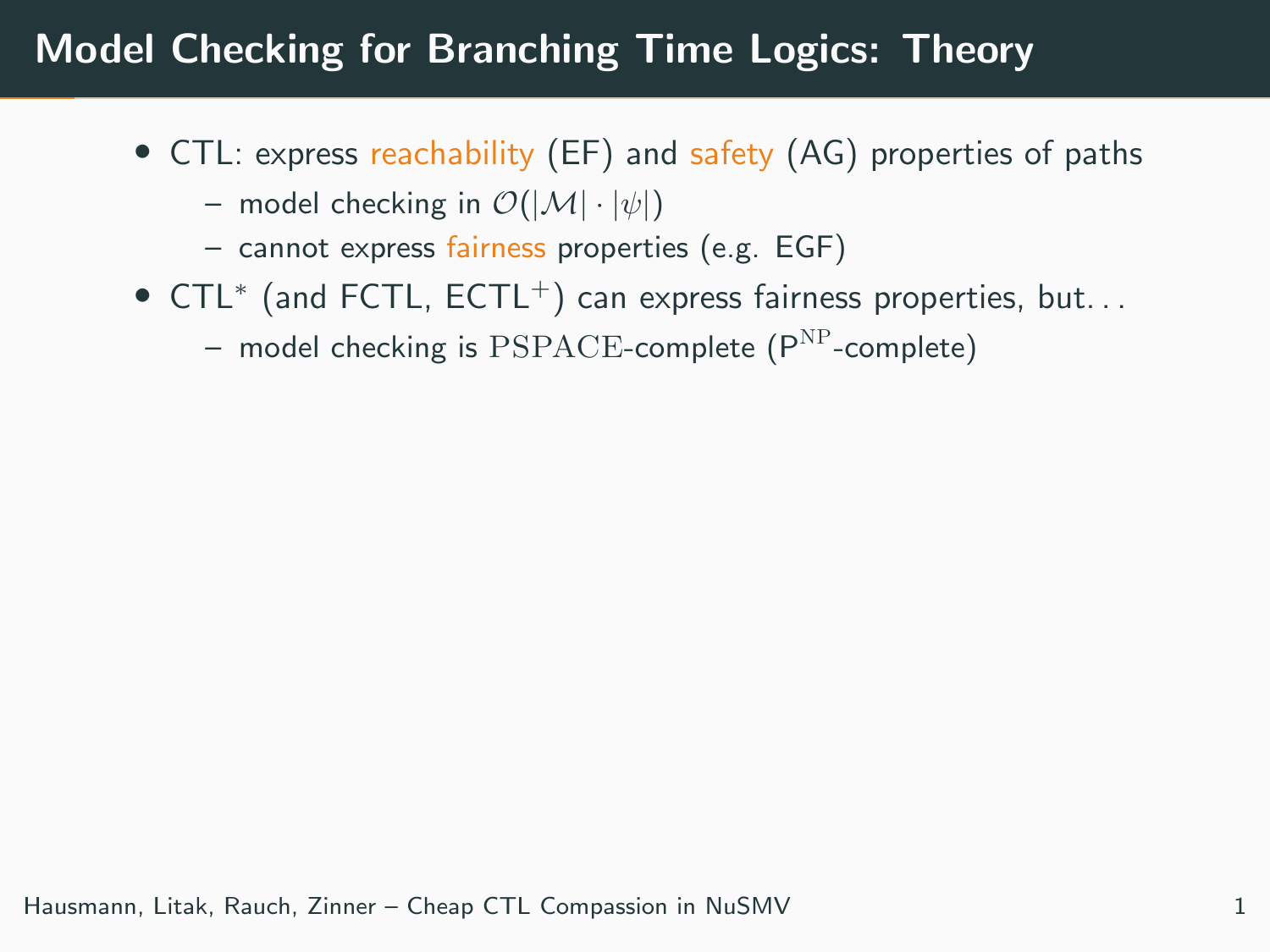# Model Checking for Branching Time Logics: Theory

- CTL: express reachability (EF) and safety (AG) properties of paths
  - model checking in $\mathcal{O}(|\mathcal{M}| \cdot |\psi|)$
  - cannot express fairness properties (e.g. EGF)
- CTL$^*$ (and FCTL, ECTL$^+$) can express fairness properties, but...
  - model checking is $\mathrm{PSPACE}$-complete ($\mathrm{P}^{\mathrm{NP}}$-complete)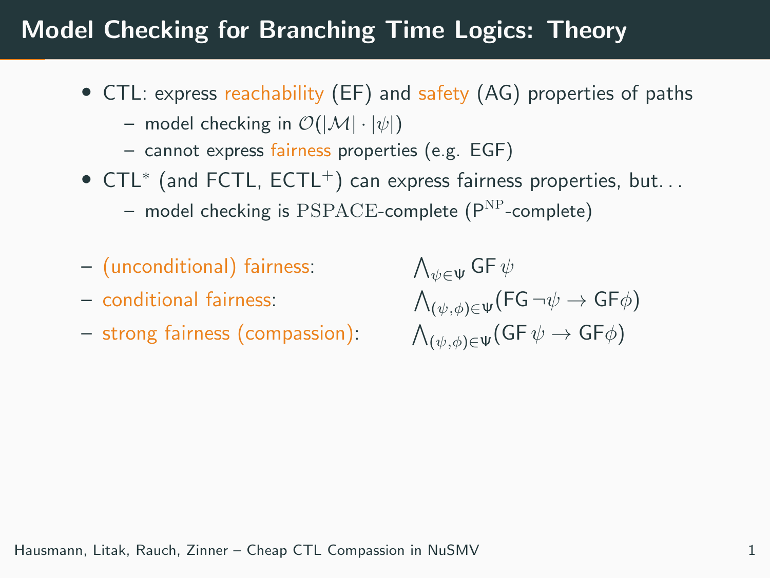# Model Checking for Branching Time Logics: Theory

- CTL: express reachability (EF) and safety (AG) properties of paths
  - model checking in $\mathcal{O}(|\mathcal{M}| \cdot |\psi|)$
  - cannot express fairness properties (e.g. EGF)
- CTL* (and FCTL, ECTL$^{+}$) can express fairness properties, but...
  - model checking is PSPACE-complete ($\mathsf{P}^{\mathrm{NP}}$-complete)

- (unconditional) fairness: $\bigwedge_{\psi \in \Psi} \mathsf{GF}\, \psi$
- conditional fairness: $\bigwedge_{(\psi,\phi) \in \Psi} (\mathsf{FG}\, \neg\psi \to \mathsf{GF}\phi)$
- strong fairness (compassion): $\bigwedge_{(\psi,\phi) \in \Psi} (\mathsf{GF}\, \psi \to \mathsf{GF}\phi)$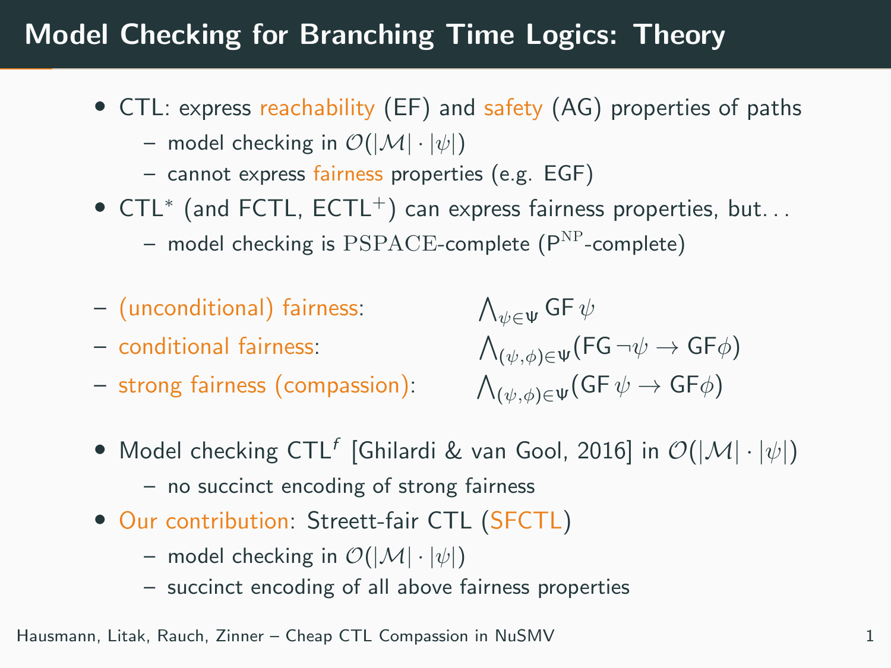# Model Checking for Branching Time Logics: Theory

- CTL: express reachability (EF) and safety (AG) properties of paths
  - model checking in $\mathcal{O}(|\mathcal{M}| \cdot |\psi|)$
  - cannot express fairness properties (e.g. EGF)
- CTL$^*$ (and FCTL, ECTL$^+$) can express fairness properties, but...
  - model checking is $\mathrm{PSPACE}$-complete ($\mathsf{P}^{\mathrm{NP}}$-complete)

- (unconditional) fairness: $\bigwedge_{\psi \in \Psi} \mathsf{GF}\,\psi$
- conditional fairness: $\bigwedge_{(\psi,\phi) \in \Psi} (\mathsf{FG}\,\neg\psi \to \mathsf{GF}\phi)$
- strong fairness (compassion): $\bigwedge_{(\psi,\phi) \in \Psi} (\mathsf{GF}\,\psi \to \mathsf{GF}\phi)$

- Model checking CTL$^f$ [Ghilardi & van Gool, 2016] in $\mathcal{O}(|\mathcal{M}| \cdot |\psi|)$
  - no succinct encoding of strong fairness
- Our contribution: Streett-fair CTL (SFCTL)
  - model checking in $\mathcal{O}(|\mathcal{M}| \cdot |\psi|)$
  - succinct encoding of all above fairness properties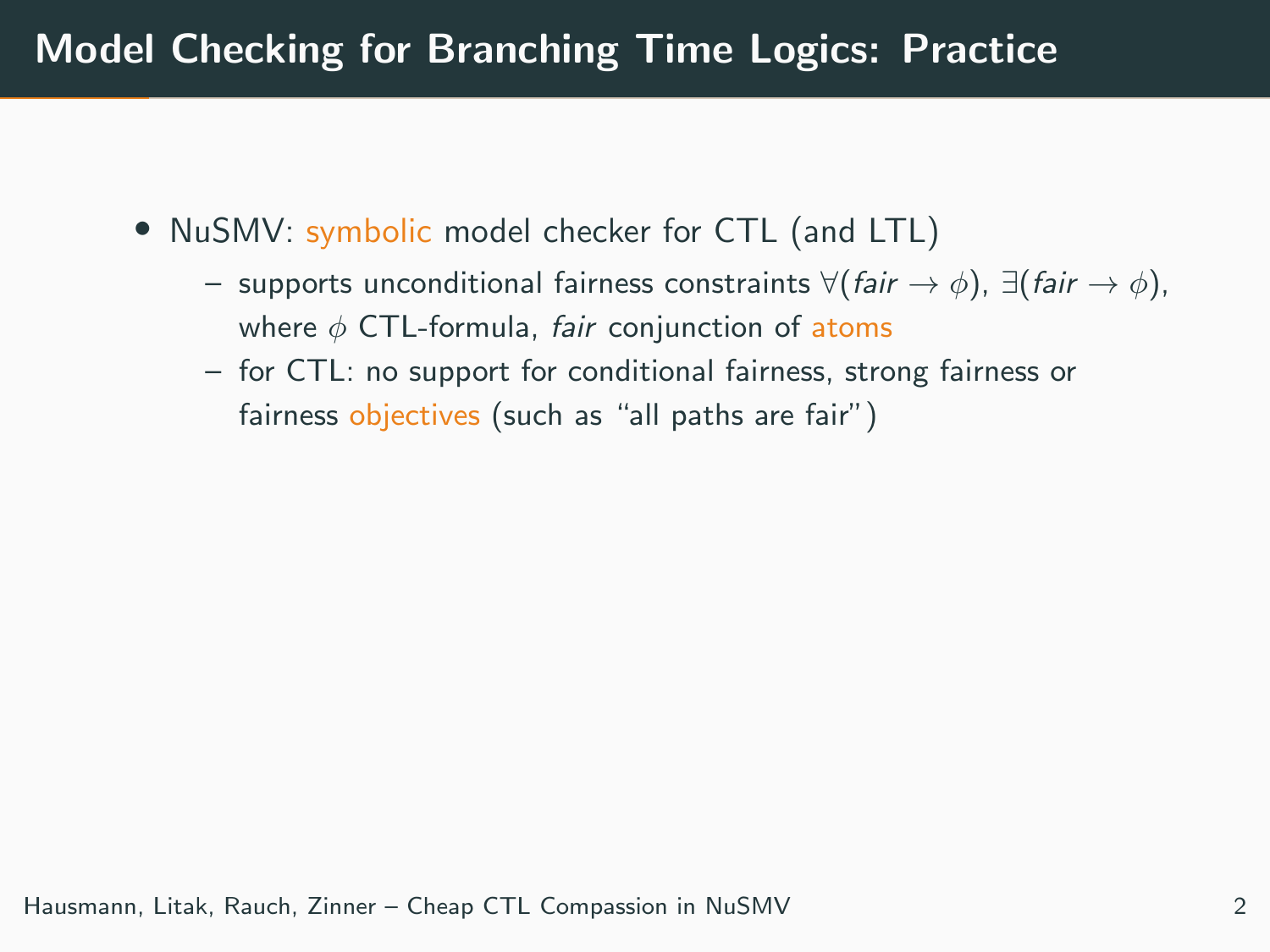# Model Checking for Branching Time Logics: Practice

- NuSMV: symbolic model checker for CTL (and LTL)
  - supports unconditional fairness constraints $\forall(\mathit{fair} \rightarrow \phi)$, $\exists(\mathit{fair} \rightarrow \phi)$, where $\phi$ CTL-formula, *fair* conjunction of atoms
  - for CTL: no support for conditional fairness, strong fairness or fairness objectives (such as “all paths are fair”)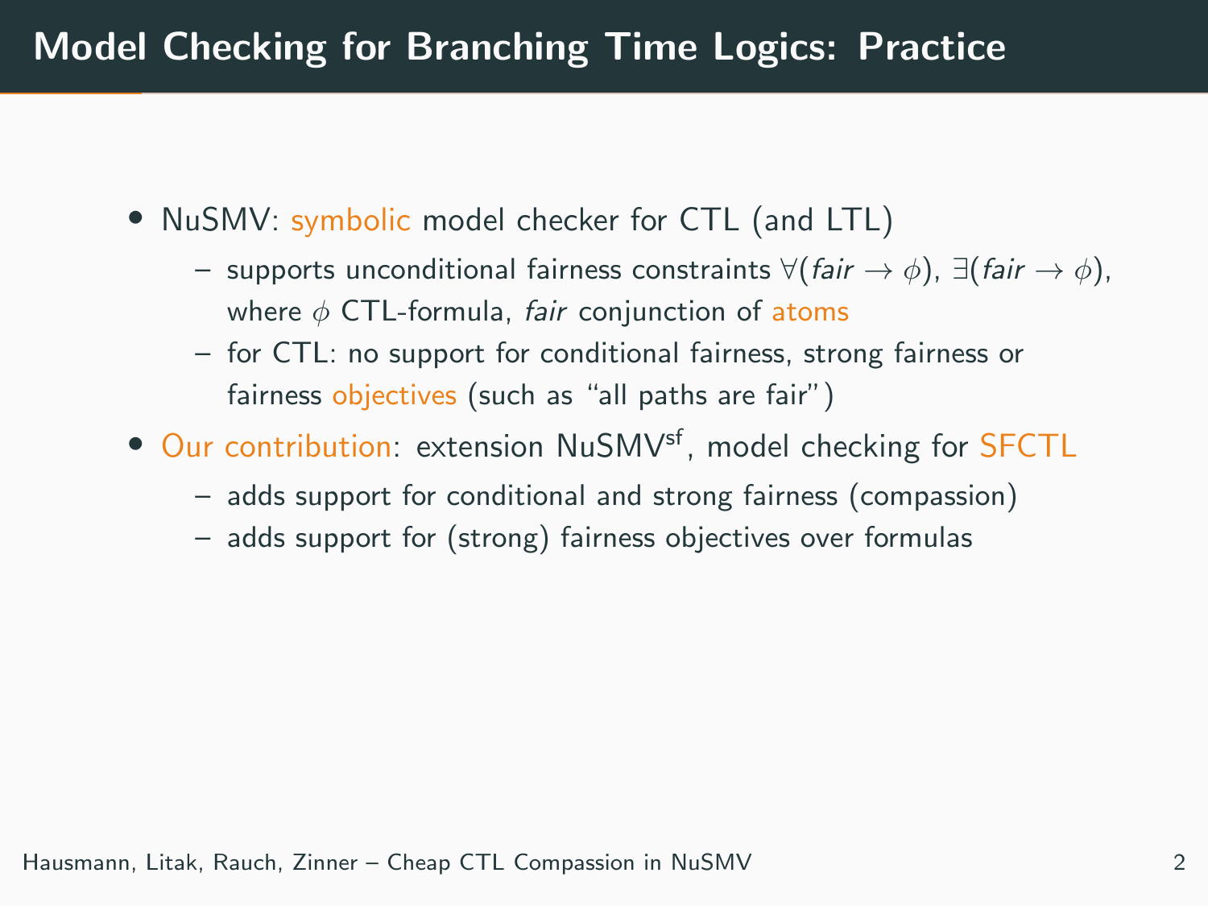# Model Checking for Branching Time Logics: Practice

- NuSMV: symbolic model checker for CTL (and LTL)
  - supports unconditional fairness constraints $\forall(\mathit{fair} \to \phi)$, $\exists(\mathit{fair} \to \phi)$, where $\phi$ CTL-formula, *fair* conjunction of atoms
  - for CTL: no support for conditional fairness, strong fairness or fairness objectives (such as "all paths are fair")
- Our contribution: extension NuSMV$^{sf}$, model checking for SFCTL
  - adds support for conditional and strong fairness (compassion)
  - adds support for (strong) fairness objectives over formulas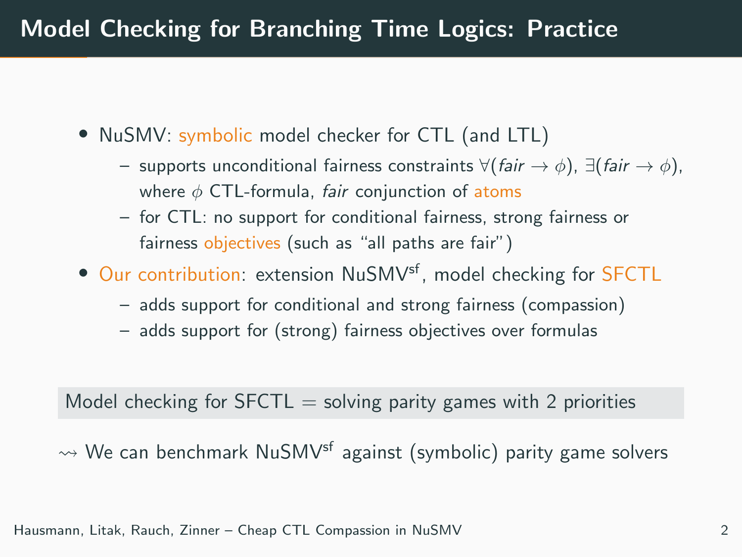# Model Checking for Branching Time Logics: Practice

- NuSMV: symbolic model checker for CTL (and LTL)
  - supports unconditional fairness constraints $\forall(\mathit{fair} \to \phi)$, $\exists(\mathit{fair} \to \phi)$, where $\phi$ CTL-formula, *fair* conjunction of atoms
  - for CTL: no support for conditional fairness, strong fairness or fairness objectives (such as "all paths are fair")
- Our contribution: extension NuSMV$^{\mathsf{sf}}$, model checking for SFCTL
  - adds support for conditional and strong fairness (compassion)
  - adds support for (strong) fairness objectives over formulas

Model checking for SFCTL = solving parity games with 2 priorities

$\rightsquigarrow$ We can benchmark NuSMV$^{\mathsf{sf}}$ against (symbolic) parity game solvers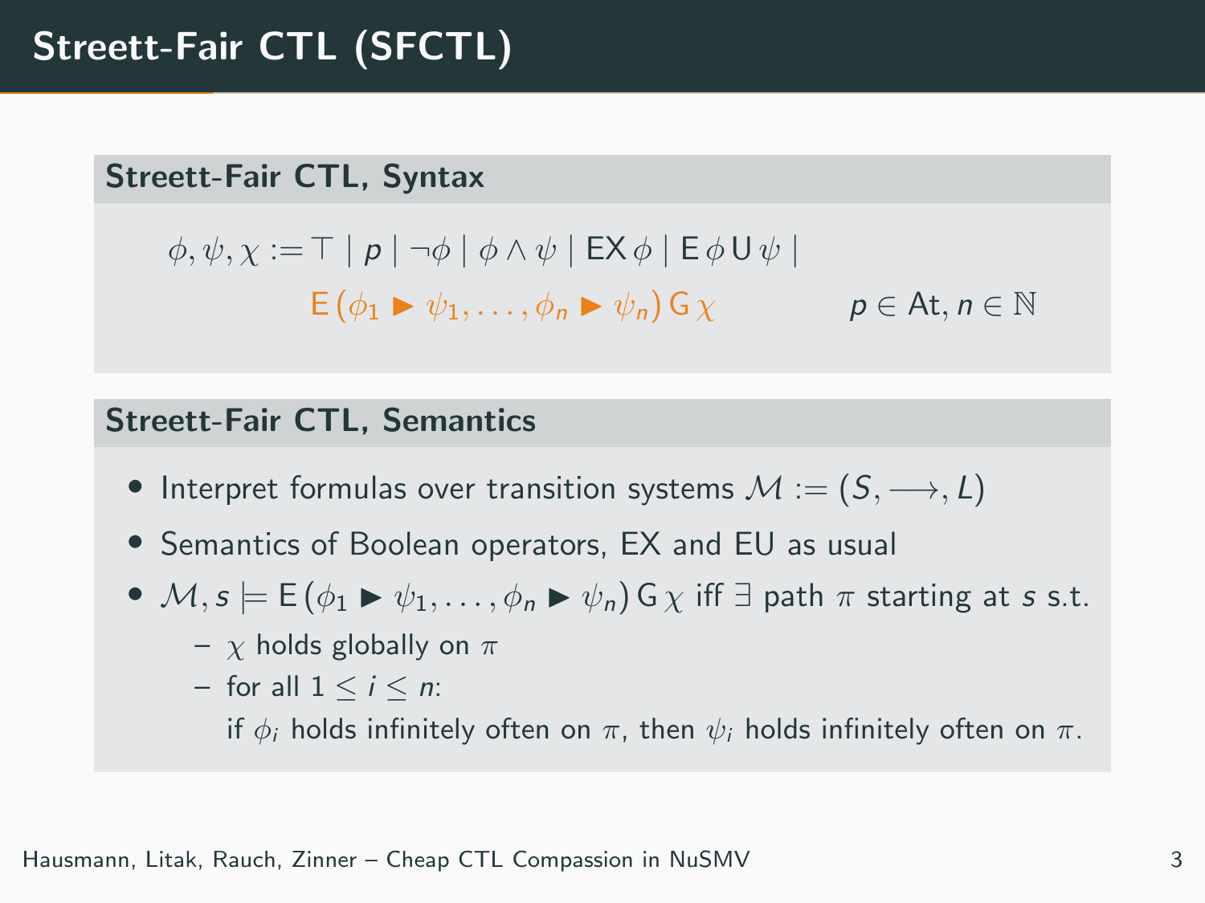# Streett-Fair CTL (SFCTL)

## Streett-Fair CTL, Syntax

$$\phi, \psi, \chi := \top \mid p \mid \neg\phi \mid \phi \wedge \psi \mid \mathsf{EX}\,\phi \mid \mathsf{E}\,\phi\,\mathsf{U}\,\psi \mid$$
$$\mathsf{E}\,(\phi_1 \blacktriangleright \psi_1, \ldots, \phi_n \blacktriangleright \psi_n)\,\mathsf{G}\,\chi \qquad\qquad p \in \mathsf{At}, n \in \mathbb{N}$$

## Streett-Fair CTL, Semantics

- Interpret formulas over transition systems $\mathcal{M} := (S, \longrightarrow, L)$
- Semantics of Boolean operators, EX and EU as usual
- $\mathcal{M}, s \models \mathsf{E}\,(\phi_1 \blacktriangleright \psi_1, \ldots, \phi_n \blacktriangleright \psi_n)\,\mathsf{G}\,\chi$ iff $\exists$ path $\pi$ starting at $s$ s.t.
  - $\chi$ holds globally on $\pi$
  - for all $1 \leq i \leq n$:
    if $\phi_i$ holds infinitely often on $\pi$, then $\psi_i$ holds infinitely often on $\pi$.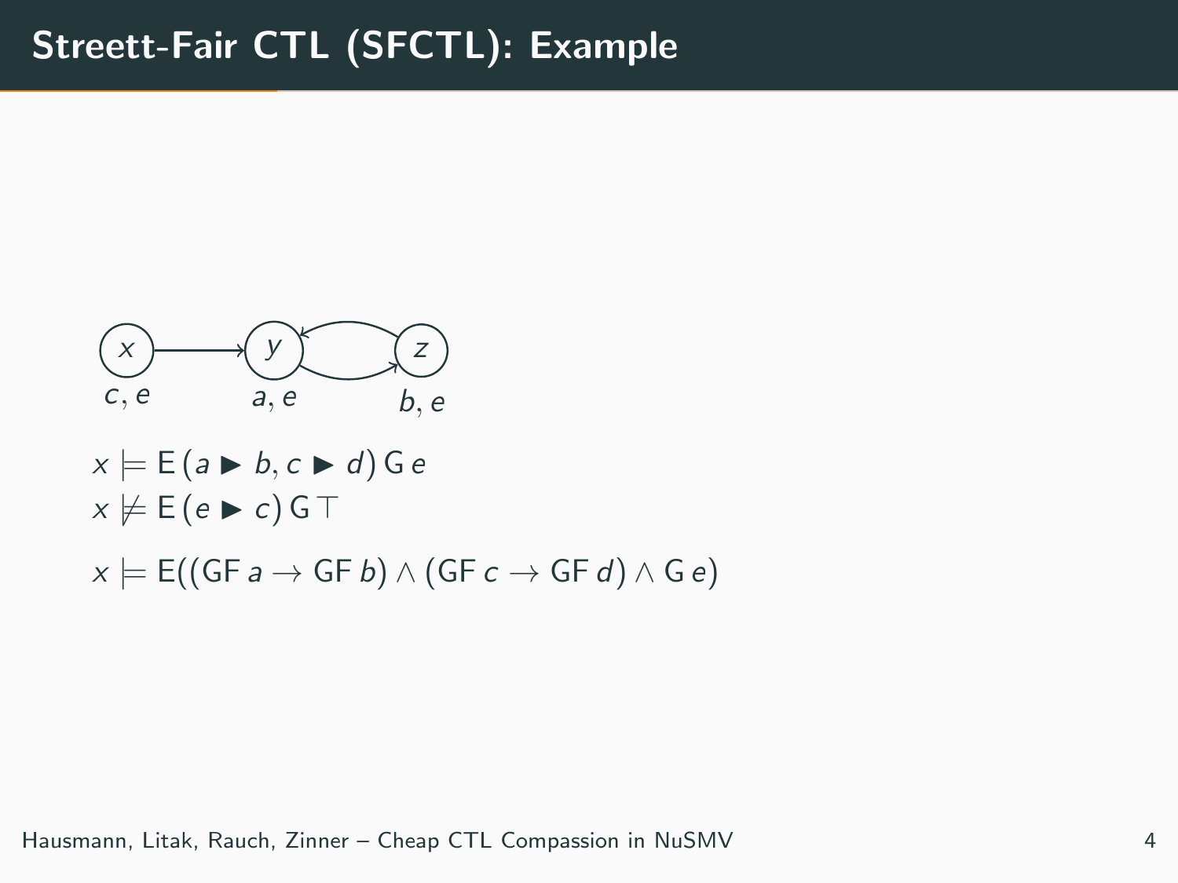# Streett-Fair CTL (SFCTL): Example

$x$ — $c, e$; $y$ — $a, e$; $z$ — $b, e$

$$x \models \mathsf{E}\,(a \blacktriangleright b, c \blacktriangleright d)\,\mathsf{G}\,e$$

$$x \not\models \mathsf{E}\,(e \blacktriangleright c)\,\mathsf{G}\,\top$$

$$x \models \mathsf{E}((\mathsf{GF}\,a \to \mathsf{GF}\,b) \land (\mathsf{GF}\,c \to \mathsf{GF}\,d) \land \mathsf{G}\,e)$$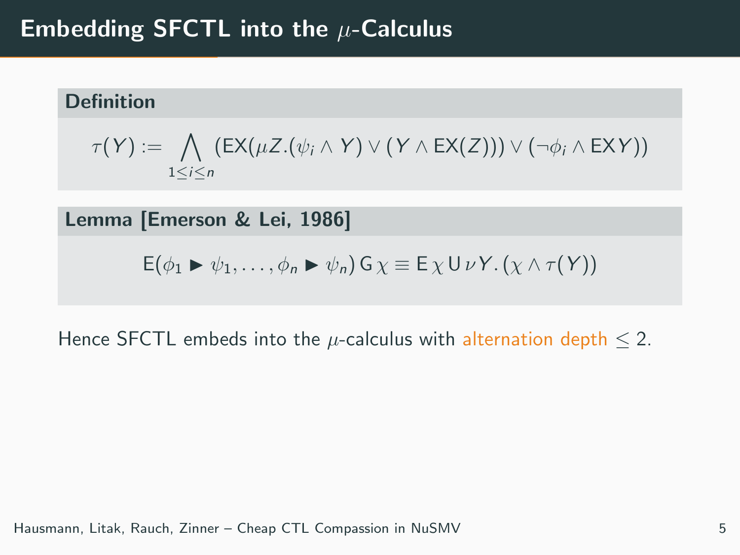# Embedding SFCTL into the $\mu$-Calculus

**Definition**

$$\tau(Y) := \bigwedge_{1 \leq i \leq n} (\mathsf{EX}(\mu Z.(\psi_i \wedge Y) \vee (Y \wedge \mathsf{EX}(Z))) \vee (\neg\phi_i \wedge \mathsf{EX}Y))$$

**Lemma [Emerson & Lei, 1986]**

$$\mathsf{E}(\phi_1 \blacktriangleright \psi_1, \ldots, \phi_n \blacktriangleright \psi_n)\,\mathsf{G}\,\chi \equiv \mathsf{E}\,\chi\,\mathsf{U}\,\nu Y.\,(\chi \wedge \tau(Y))$$

Hence SFCTL embeds into the $\mu$-calculus with alternation depth $\leq 2$.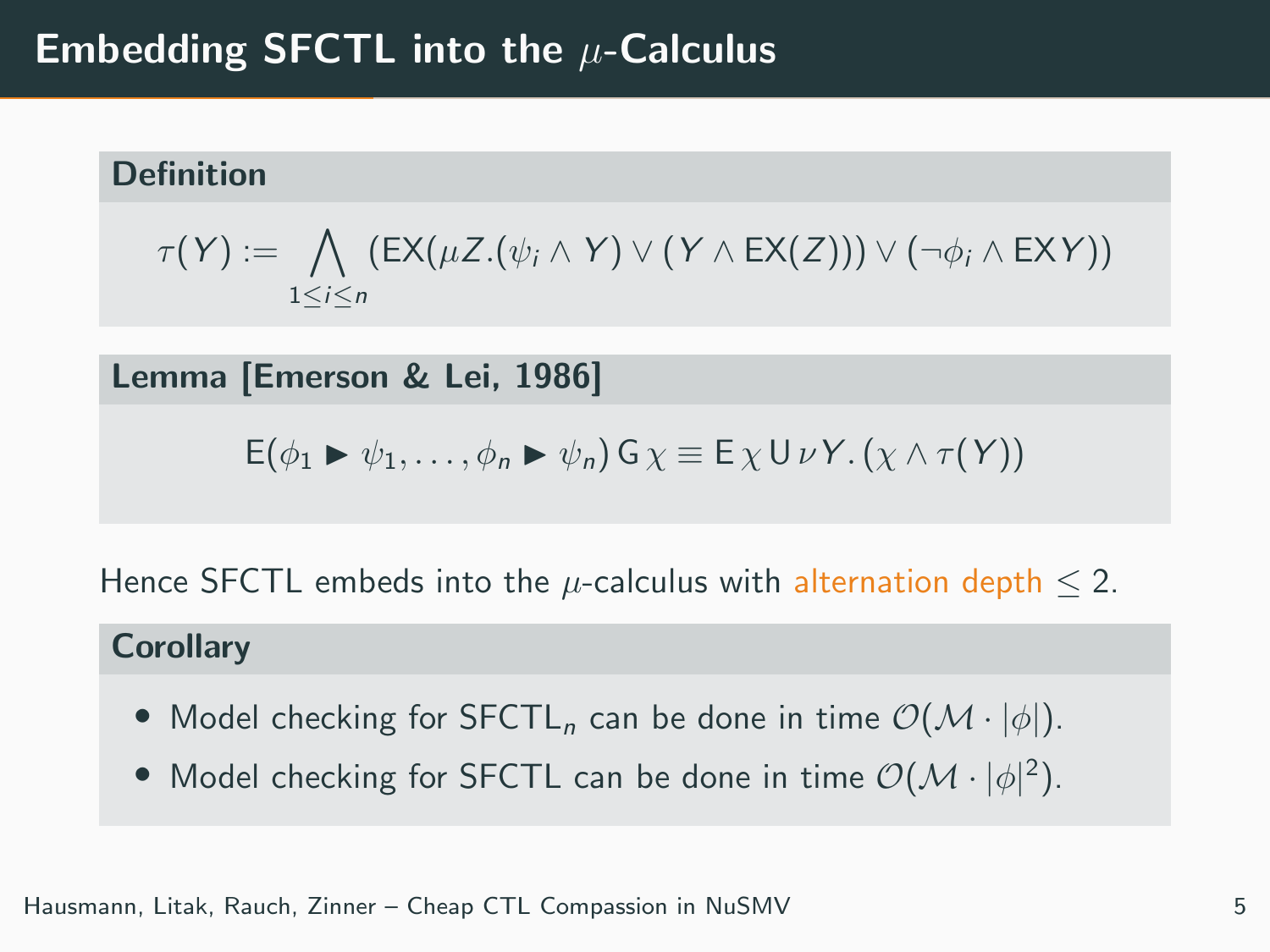# Embedding SFCTL into the $\mu$-Calculus

**Definition**

$$\tau(Y) := \bigwedge_{1 \leq i \leq n} (\mathsf{EX}(\mu Z.(\psi_i \wedge Y) \vee (Y \wedge \mathsf{EX}(Z))) \vee (\neg\phi_i \wedge \mathsf{EX} Y))$$

**Lemma [Emerson & Lei, 1986]**

$$\mathsf{E}(\phi_1 \blacktriangleright \psi_1, \ldots, \phi_n \blacktriangleright \psi_n)\,\mathsf{G}\,\chi \equiv \mathsf{E}\,\chi\,\mathsf{U}\,\nu Y.\,(\chi \wedge \tau(Y))$$

Hence SFCTL embeds into the $\mu$-calculus with alternation depth $\leq 2$.

**Corollary**

- Model checking for $\mathrm{SFCTL}_n$ can be done in time $\mathcal{O}(\mathcal{M} \cdot |\phi|)$.
- Model checking for SFCTL can be done in time $\mathcal{O}(\mathcal{M} \cdot |\phi|^2)$.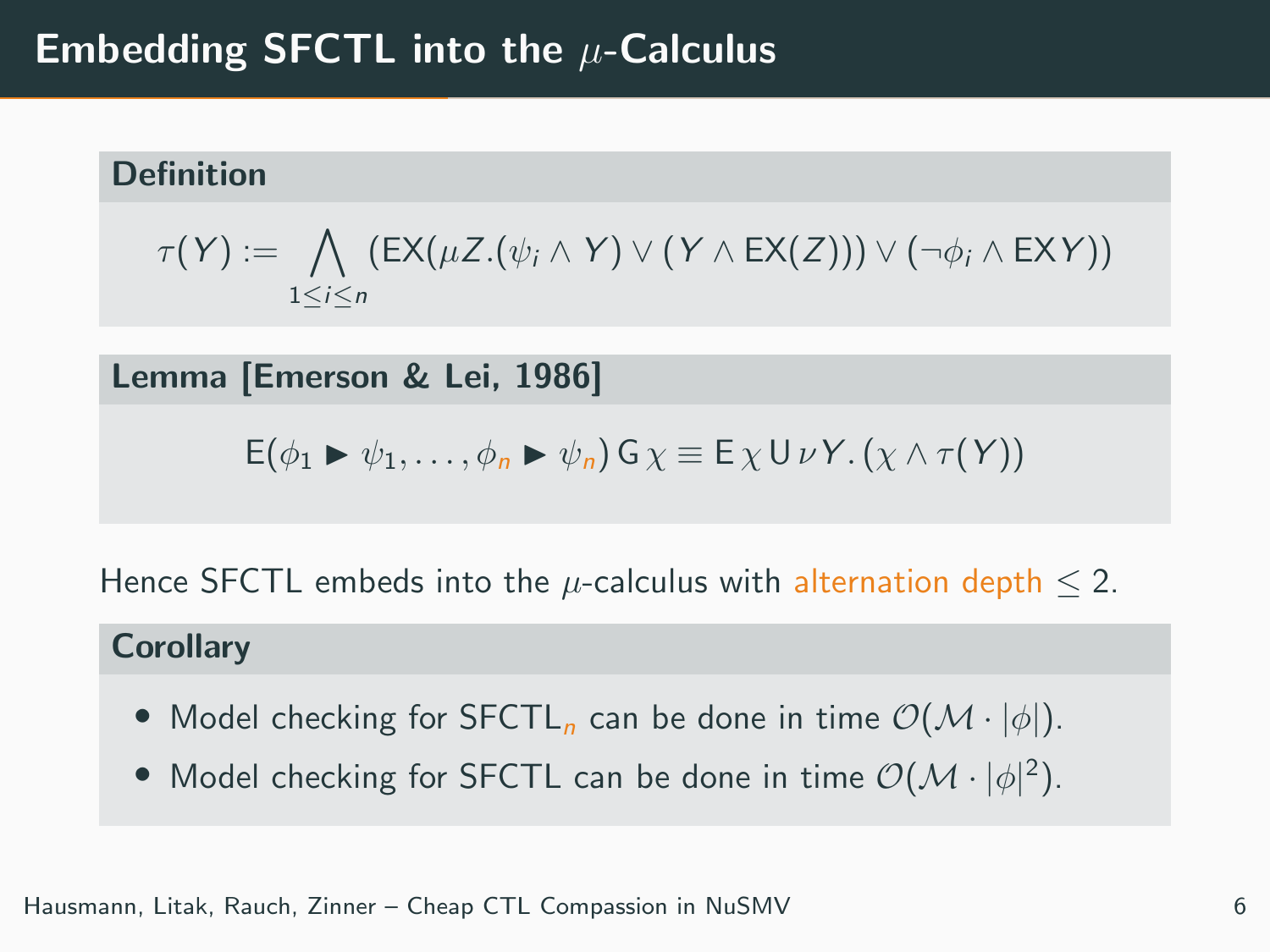# Embedding SFCTL into the $\mu$-Calculus

**Definition**

$$\tau(Y) := \bigwedge_{1 \leq i \leq n} (\mathsf{EX}(\mu Z.(\psi_i \wedge Y) \vee (Y \wedge \mathsf{EX}(Z))) \vee (\neg\phi_i \wedge \mathsf{EX}Y))$$

**Lemma [Emerson & Lei, 1986]**

$$\mathsf{E}(\phi_1 \blacktriangleright \psi_1, \ldots, \phi_n \blacktriangleright \psi_n)\,\mathsf{G}\,\chi \equiv \mathsf{E}\,\chi\,\mathsf{U}\,\nu Y.\,(\chi \wedge \tau(Y))$$

Hence SFCTL embeds into the $\mu$-calculus with alternation depth $\leq 2$.

**Corollary**

- Model checking for $\text{SFCTL}_n$ can be done in time $\mathcal{O}(\mathcal{M} \cdot |\phi|)$.
- Model checking for SFCTL can be done in time $\mathcal{O}(\mathcal{M} \cdot |\phi|^2)$.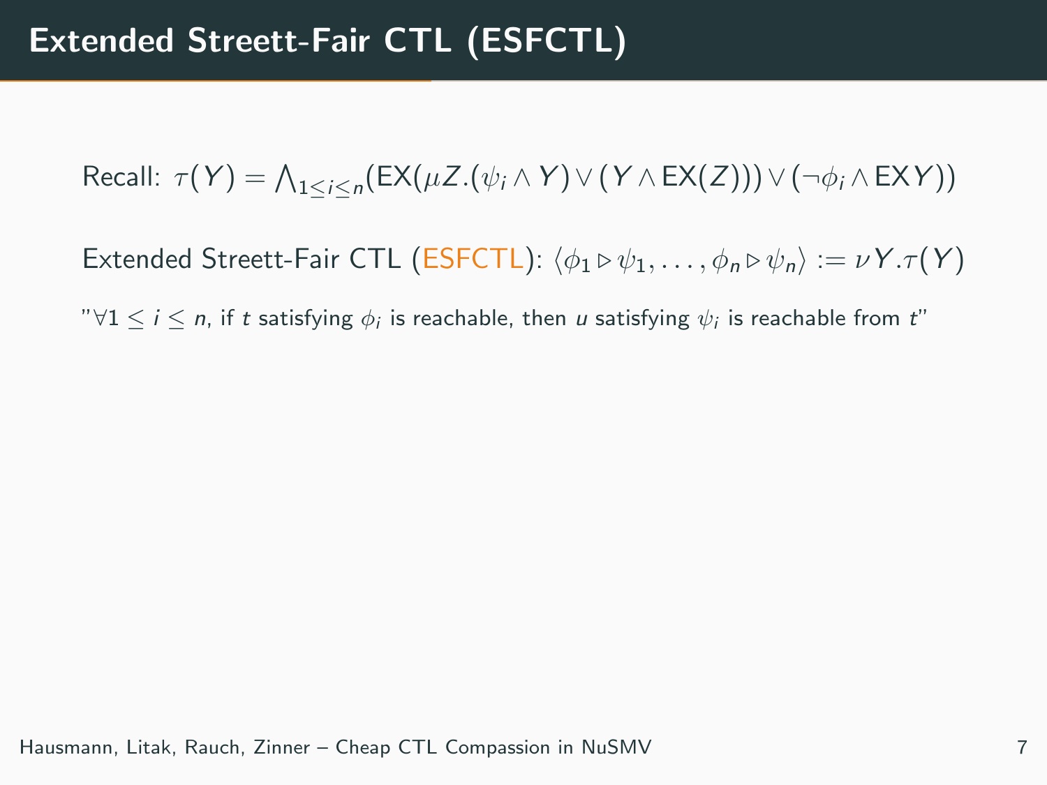# Extended Streett-Fair CTL (ESFCTL)

Recall: $\tau(Y) = \bigwedge_{1 \leq i \leq n}(\mathsf{EX}(\mu Z.(\psi_i \wedge Y) \vee (Y \wedge \mathsf{EX}(Z))) \vee (\neg\phi_i \wedge \mathsf{EX}Y))$

Extended Streett-Fair CTL (ESFCTL): $\langle \phi_1 \triangleright \psi_1, \ldots, \phi_n \triangleright \psi_n \rangle := \nu Y.\tau(Y)$

"$\forall 1 \leq i \leq n$, if $t$ satisfying $\phi_i$ is reachable, then $u$ satisfying $\psi_i$ is reachable from $t$"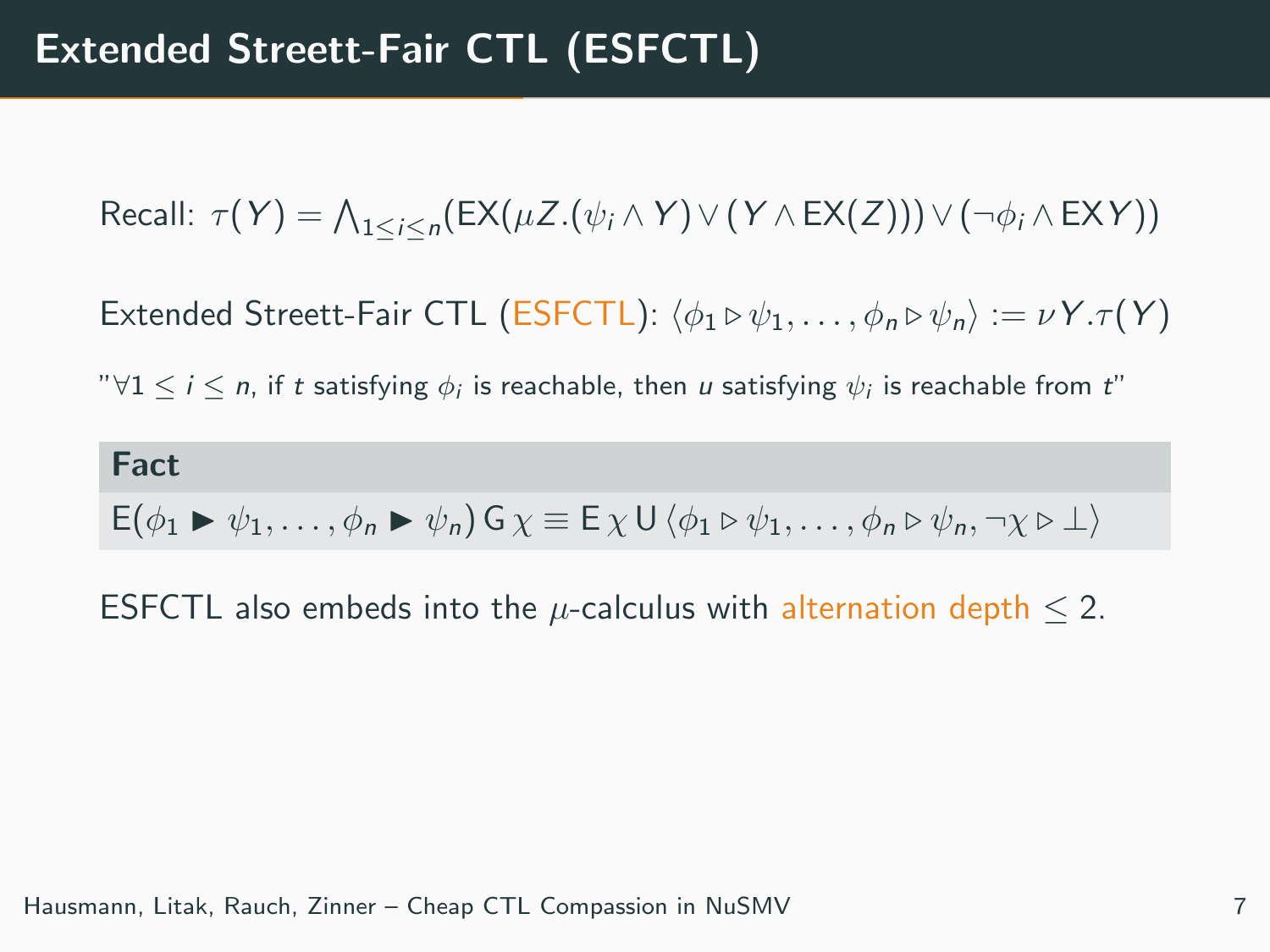# Extended Streett-Fair CTL (ESFCTL)

Recall: $\tau(Y) = \bigwedge_{1 \leq i \leq n}(\mathsf{EX}(\mu Z.(\psi_i \wedge Y) \vee (Y \wedge \mathsf{EX}(Z))) \vee (\neg\phi_i \wedge \mathsf{EX}\,Y))$

Extended Streett-Fair CTL (ESFCTL): $\langle \phi_1 \triangleright \psi_1, \ldots, \phi_n \triangleright \psi_n \rangle := \nu Y.\tau(Y)$

"$\forall 1 \leq i \leq n$, if $t$ satisfying $\phi_i$ is reachable, then $u$ satisfying $\psi_i$ is reachable from $t$"

**Fact**

$\mathsf{E}(\phi_1 \blacktriangleright \psi_1, \ldots, \phi_n \blacktriangleright \psi_n)\,\mathsf{G}\,\chi \equiv \mathsf{E}\,\chi\,\mathsf{U}\,\langle \phi_1 \triangleright \psi_1, \ldots, \phi_n \triangleright \psi_n, \neg\chi \triangleright \bot \rangle$

ESFCTL also embeds into the $\mu$-calculus with alternation depth $\leq 2$.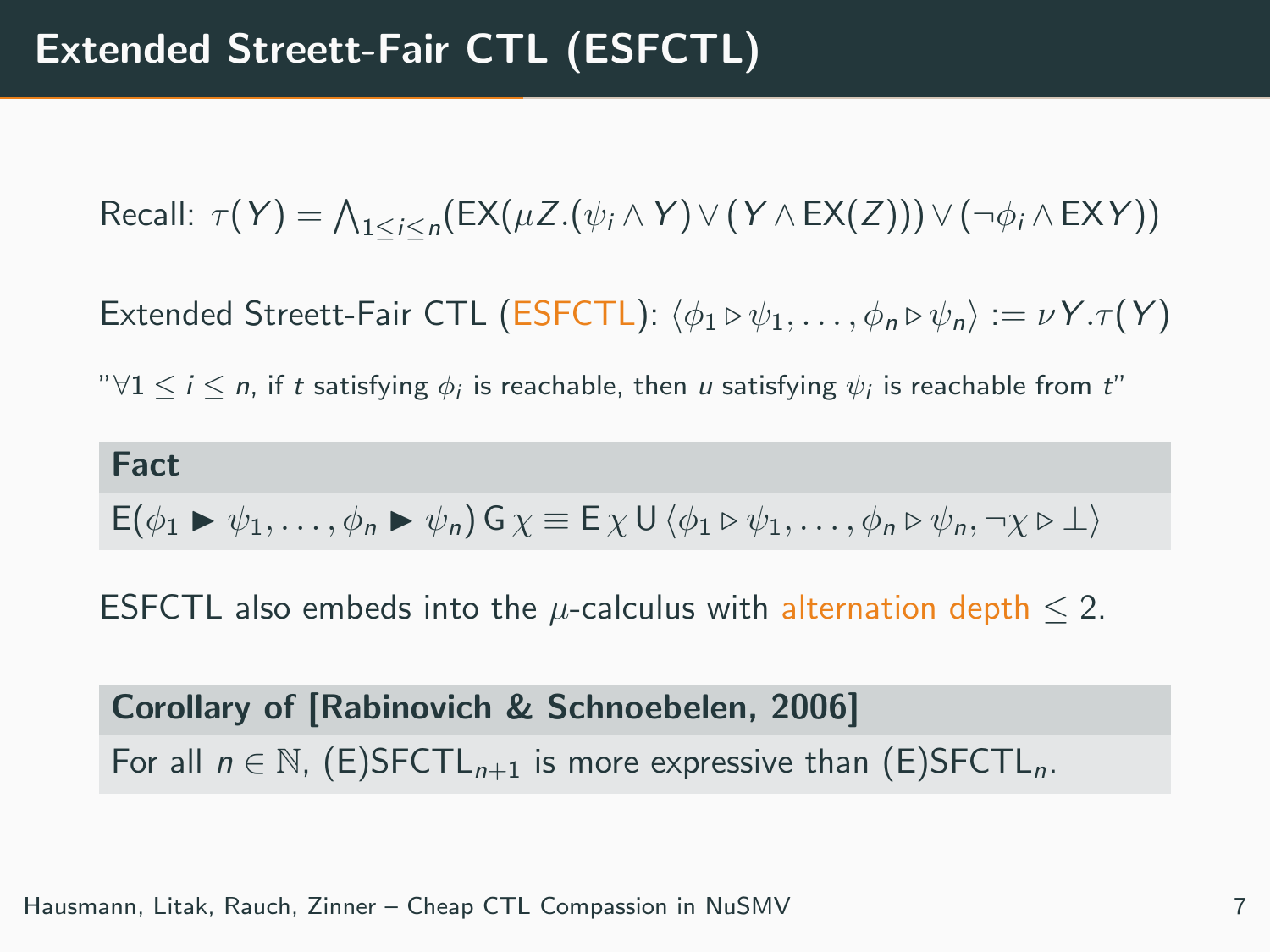# Extended Streett-Fair CTL (ESFCTL)

Recall: $\tau(Y) = \bigwedge_{1 \leq i \leq n} (\mathsf{EX}(\mu Z.(\psi_i \wedge Y) \vee (Y \wedge \mathsf{EX}(Z))) \vee (\neg\phi_i \wedge \mathsf{EX} Y))$

Extended Streett-Fair CTL (ESFCTL): $\langle \phi_1 \triangleright \psi_1, \ldots, \phi_n \triangleright \psi_n \rangle := \nu Y.\tau(Y)$

"$\forall 1 \leq i \leq n$, if $t$ satisfying $\phi_i$ is reachable, then $u$ satisfying $\psi_i$ is reachable from $t$"

**Fact**

$\mathsf{E}(\phi_1 \blacktriangleright \psi_1, \ldots, \phi_n \blacktriangleright \psi_n)\, \mathsf{G}\, \chi \equiv \mathsf{E}\, \chi\, \mathsf{U}\, \langle \phi_1 \triangleright \psi_1, \ldots, \phi_n \triangleright \psi_n, \neg\chi \triangleright \bot \rangle$

ESFCTL also embeds into the $\mu$-calculus with alternation depth $\leq 2$.

**Corollary of [Rabinovich & Schnoebelen, 2006]**

For all $n \in \mathbb{N}$, (E)SFCTL$_{n+1}$ is more expressive than (E)SFCTL$_n$.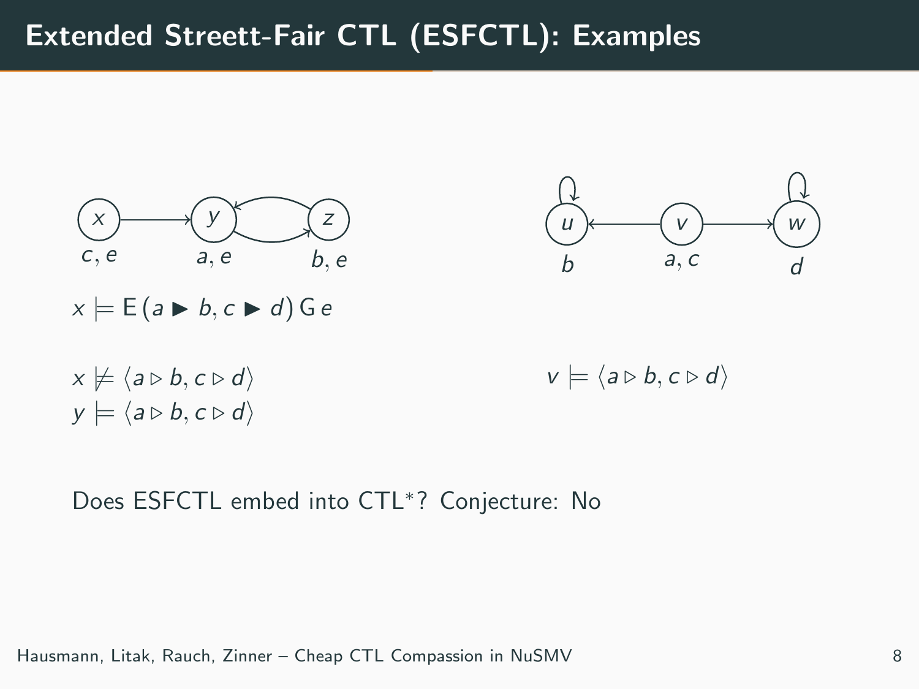# Extended Streett-Fair CTL (ESFCTL): Examples

$x \models \mathsf{E}\,(a \blacktriangleright b, c \blacktriangleright d)\,\mathsf{G}\,e$

$x \not\models \langle a \triangleright b, c \triangleright d \rangle$

$y \models \langle a \triangleright b, c \triangleright d \rangle$

$v \models \langle a \triangleright b, c \triangleright d \rangle$

Does ESFCTL embed into CTL$^*$? Conjecture: No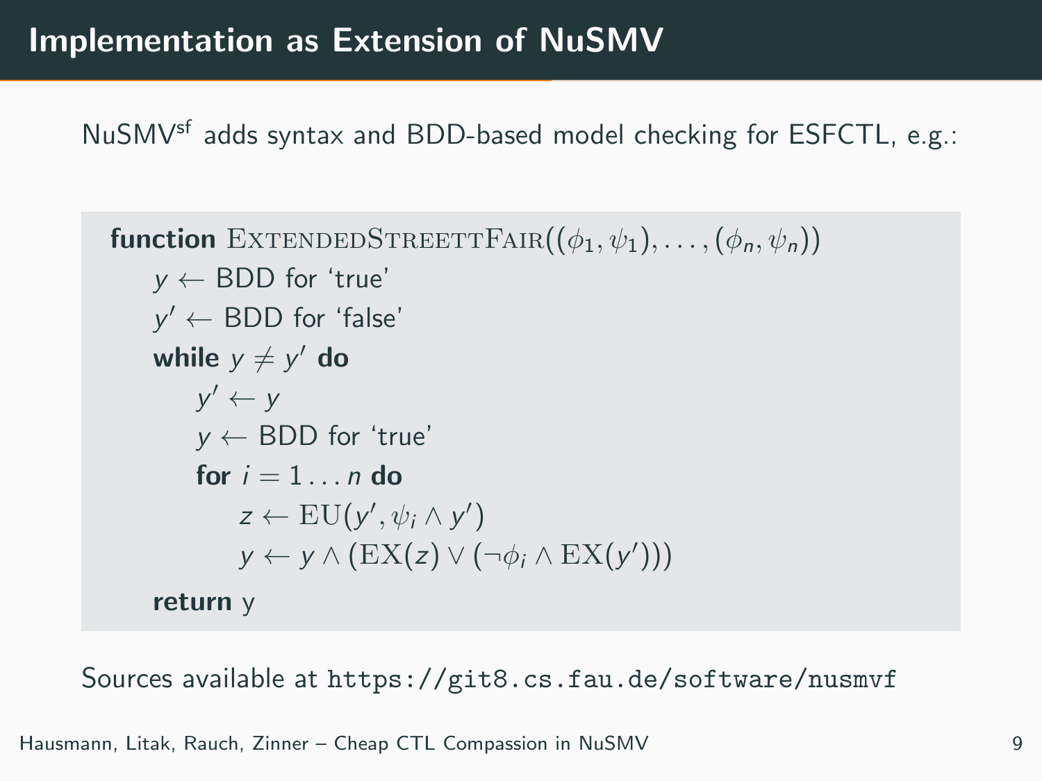# Implementation as Extension of NuSMV

NuSMV$^{sf}$ adds syntax and BDD-based model checking for ESFCTL, e.g.:

```
function ExtendedStreettFair((φ_1, ψ_1), ..., (φ_n, ψ_n))
    y ← BDD for 'true'
    y' ← BDD for 'false'
    while y ≠ y' do
        y' ← y
        y ← BDD for 'true'
        for i = 1 ... n do
            z ← EU(y', ψ_i ∧ y')
            y ← y ∧ (EX(z) ∨ (¬φ_i ∧ EX(y')))
    return y
```

Sources available at `https://git8.cs.fau.de/software/nusmvf`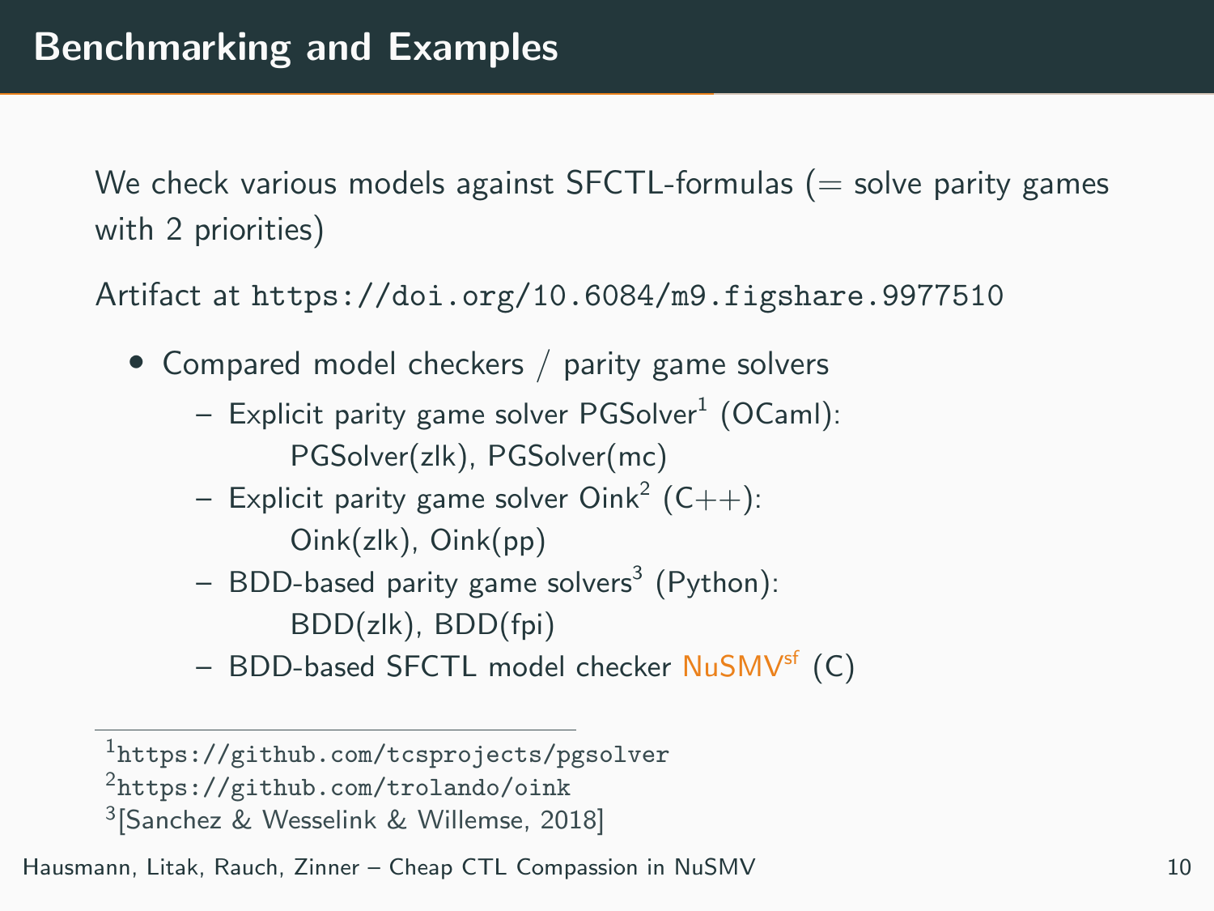# Benchmarking and Examples

We check various models against SFCTL-formulas (= solve parity games with 2 priorities)

Artifact at `https://doi.org/10.6084/m9.figshare.9977510`

- Compared model checkers / parity game solvers
  - Explicit parity game solver PGSolver[1] (OCaml):
    PGSolver(zlk), PGSolver(mc)
  - Explicit parity game solver Oink[2] (C++):
    Oink(zlk), Oink(pp)
  - BDD-based parity game solvers[3] (Python):
    BDD(zlk), BDD(fpi)
  - BDD-based SFCTL model checker NuSMV$^{sf}$ (C)

[1] `https://github.com/tcsprojects/pgsolver`

[2] `https://github.com/trolando/oink`

[3] [Sanchez & Wesselink & Willemse, 2018]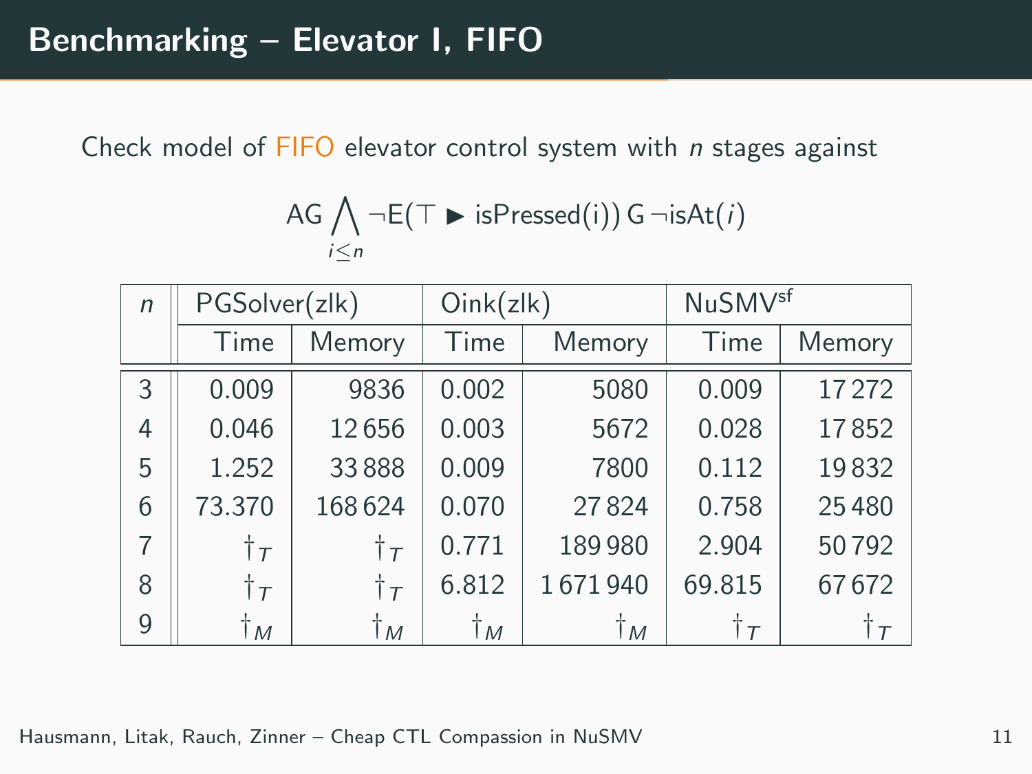# Benchmarking – Elevator I, FIFO

Check model of FIFO elevator control system with $n$ stages against

$$\mathrm{AG} \bigwedge_{i \leq n} \neg \mathrm{E}(\top \blacktriangleright \mathrm{isPressed(i)})\, \mathrm{G} \neg \mathrm{isAt}(i)$$

| $n$ | PGSolver(zlk) | | Oink(zlk) | | NuSMV$^{sf}$ | |
|---|---|---|---|---|---|---|
| | Time | Memory | Time | Memory | Time | Memory |
| 3 | 0.009 | 9836 | 0.002 | 5080 | 0.009 | 17 272 |
| 4 | 0.046 | 12 656 | 0.003 | 5672 | 0.028 | 17 852 |
| 5 | 1.252 | 33 888 | 0.009 | 7800 | 0.112 | 19 832 |
| 6 | 73.370 | 168 624 | 0.070 | 27 824 | 0.758 | 25 480 |
| 7 | $\dagger_T$ | $\dagger_T$ | 0.771 | 189 980 | 2.904 | 50 792 |
| 8 | $\dagger_T$ | $\dagger_T$ | 6.812 | 1 671 940 | 69.815 | 67 672 |
| 9 | $\dagger_M$ | $\dagger_M$ | $\dagger_M$ | $\dagger_M$ | $\dagger_T$ | $\dagger_T$ |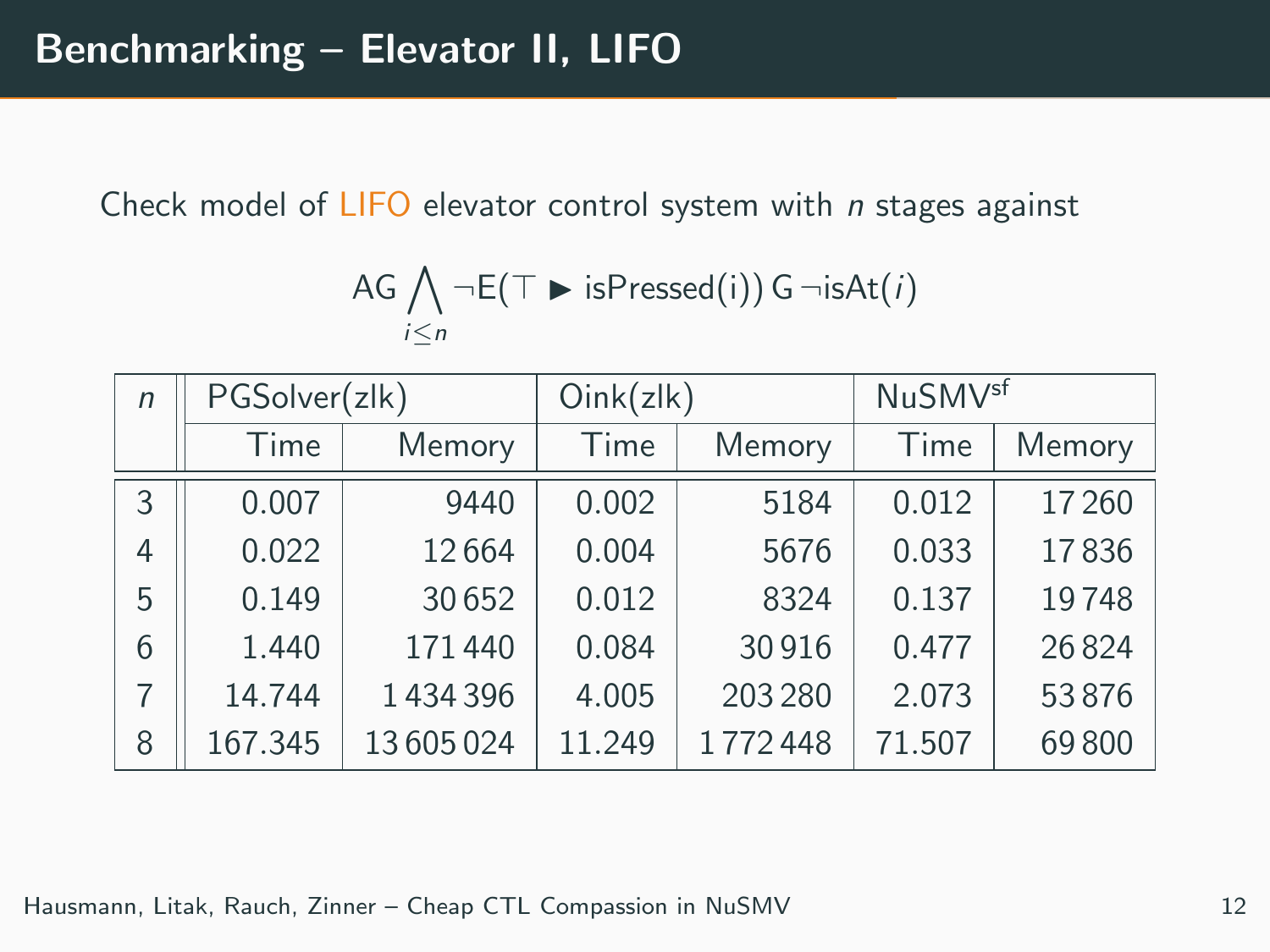# Benchmarking – Elevator II, LIFO

Check model of LIFO elevator control system with $n$ stages against

$$\mathsf{AG} \bigwedge_{i \leq n} \neg \mathsf{E}(\top \blacktriangleright \mathsf{isPressed}(i))\, \mathsf{G}\, \neg \mathsf{isAt}(i)$$

| $n$ | PGSolver(zlk) | | Oink(zlk) | | NuSMV$^{sf}$ | |
|---|---|---|---|---|---|---|
| | Time | Memory | Time | Memory | Time | Memory |
| 3 | 0.007 | 9440 | 0.002 | 5184 | 0.012 | 17 260 |
| 4 | 0.022 | 12 664 | 0.004 | 5676 | 0.033 | 17 836 |
| 5 | 0.149 | 30 652 | 0.012 | 8324 | 0.137 | 19 748 |
| 6 | 1.440 | 171 440 | 0.084 | 30 916 | 0.477 | 26 824 |
| 7 | 14.744 | 1 434 396 | 4.005 | 203 280 | 2.073 | 53 876 |
| 8 | 167.345 | 13 605 024 | 11.249 | 1 772 448 | 71.507 | 69 800 |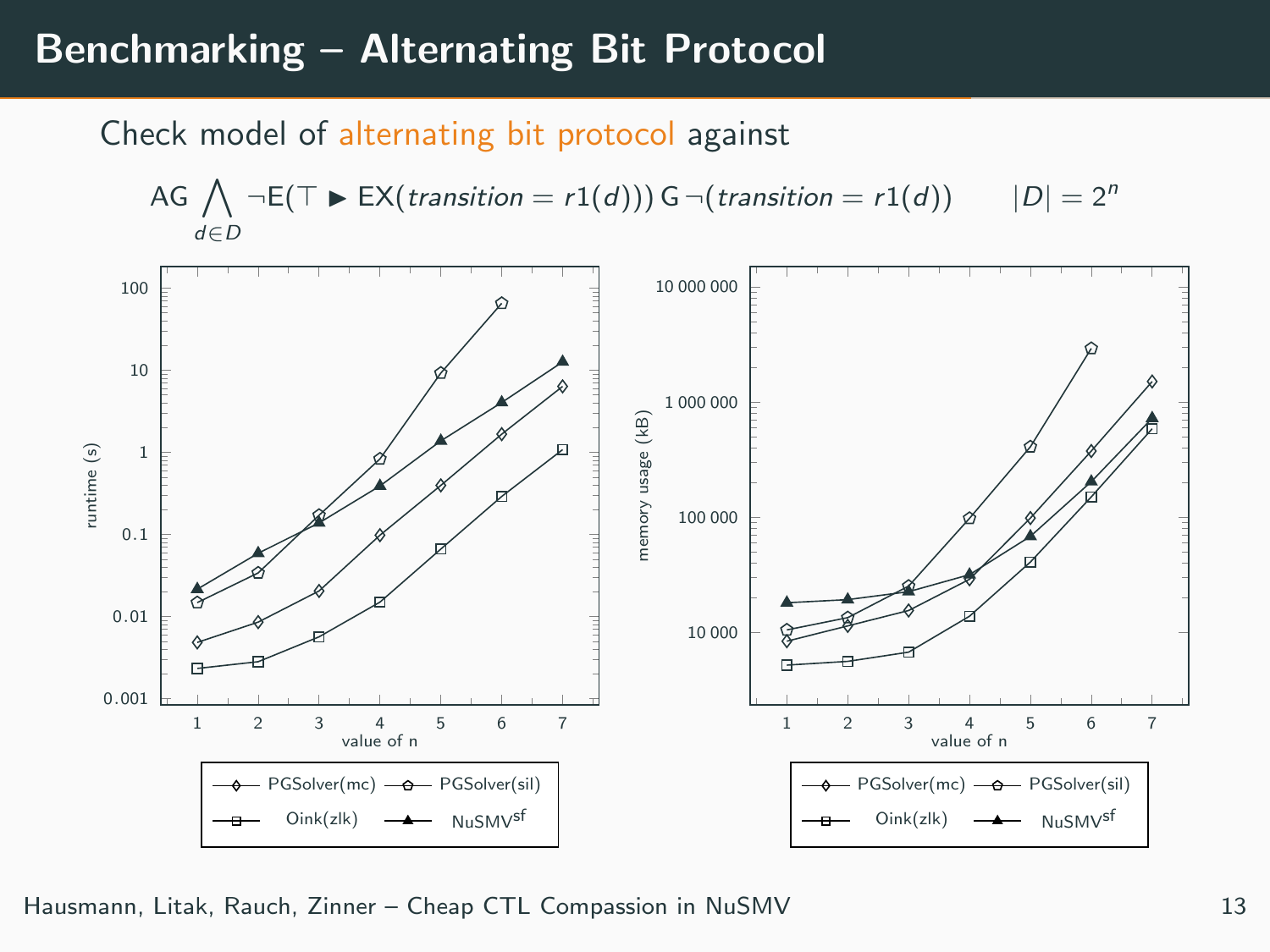# Benchmarking – Alternating Bit Protocol

Check model of alternating bit protocol against

$$\mathsf{AG} \bigwedge_{d \in D} \neg \mathsf{E}(\top \blacktriangleright \mathsf{EX}(\mathit{transition} = r1(d)))\,\mathsf{G}\,\neg(\mathit{transition} = r1(d)) \qquad |D| = 2^n$$

runtime (s) vs. value of n

memory usage (kB) vs. value of n

PGSolver(mc) — PGSolver(sil) — Oink(zlk) — NuSMV$^{sf}$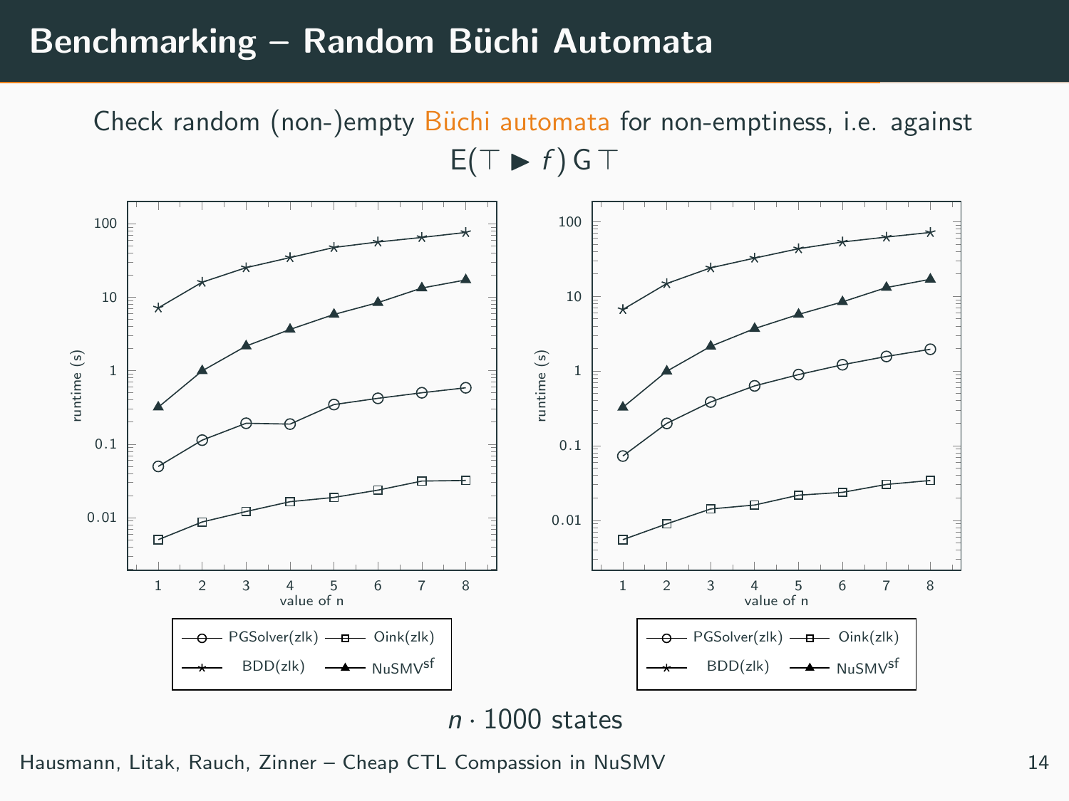# Benchmarking – Random Büchi Automata

Check random (non-)empty Büchi automata for non-emptiness, i.e. against

$$\mathsf{E}(\top \blacktriangleright f)\,\mathsf{G}\,\top$$

$n \cdot 1000$ states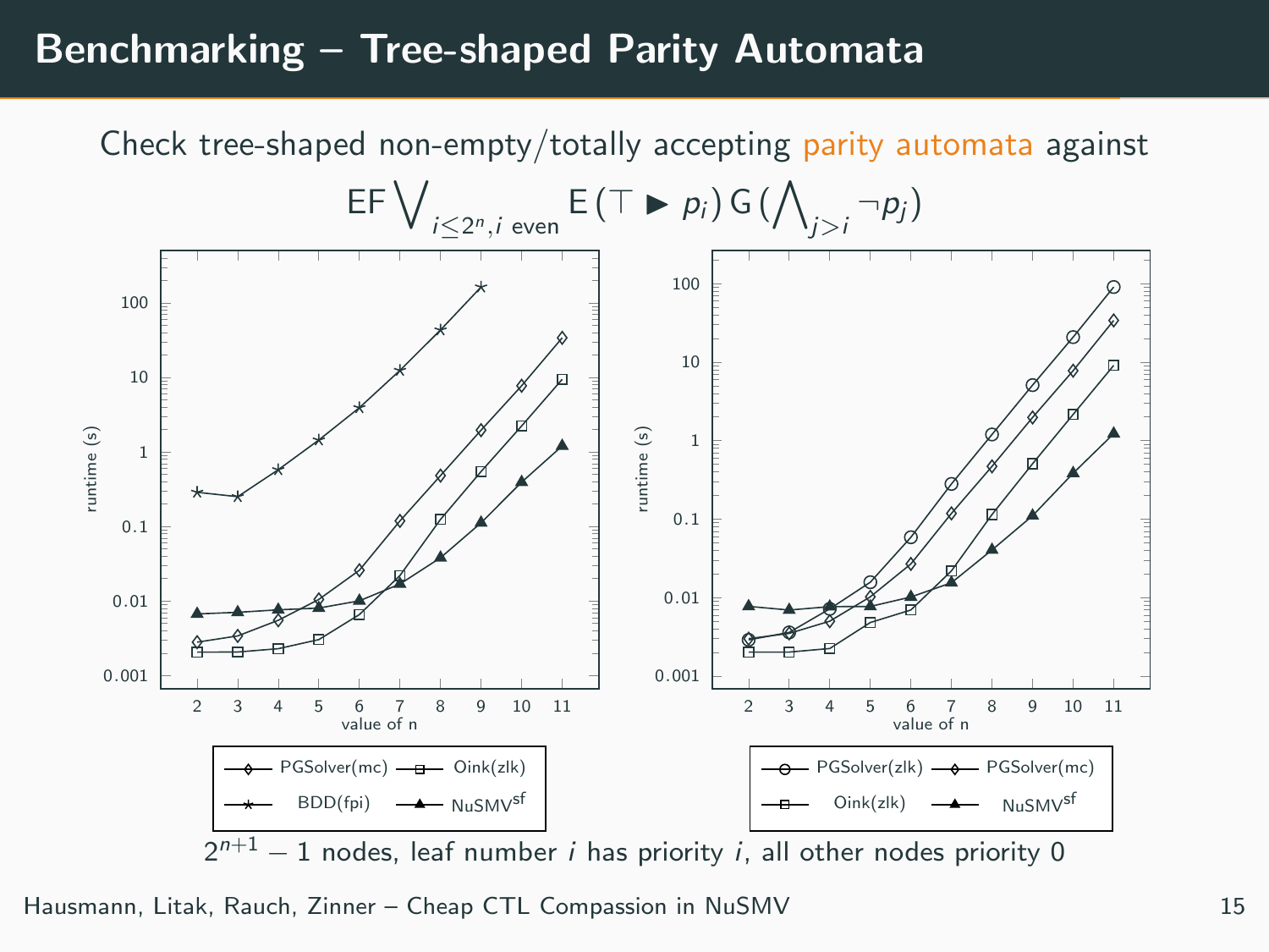# Benchmarking – Tree-shaped Parity Automata

Check tree-shaped non-empty/totally accepting parity automata against

$$\mathsf{EF} \bigvee_{i \leq 2^n, i \text{ even}} \mathsf{E}\,(\top \blacktriangleright p_i)\,\mathsf{G}\,(\bigwedge_{j>i} \neg p_j)$$

Left chart legend: PGSolver(mc), Oink(zlk), BDD(fpi), $\text{NuSMV}^{sf}$

Right chart legend: PGSolver(zlk), PGSolver(mc), Oink(zlk), $\text{NuSMV}^{sf}$

Axes: runtime (s) vs. value of n

$2^{n+1} - 1$ nodes, leaf number $i$ has priority $i$, all other nodes priority 0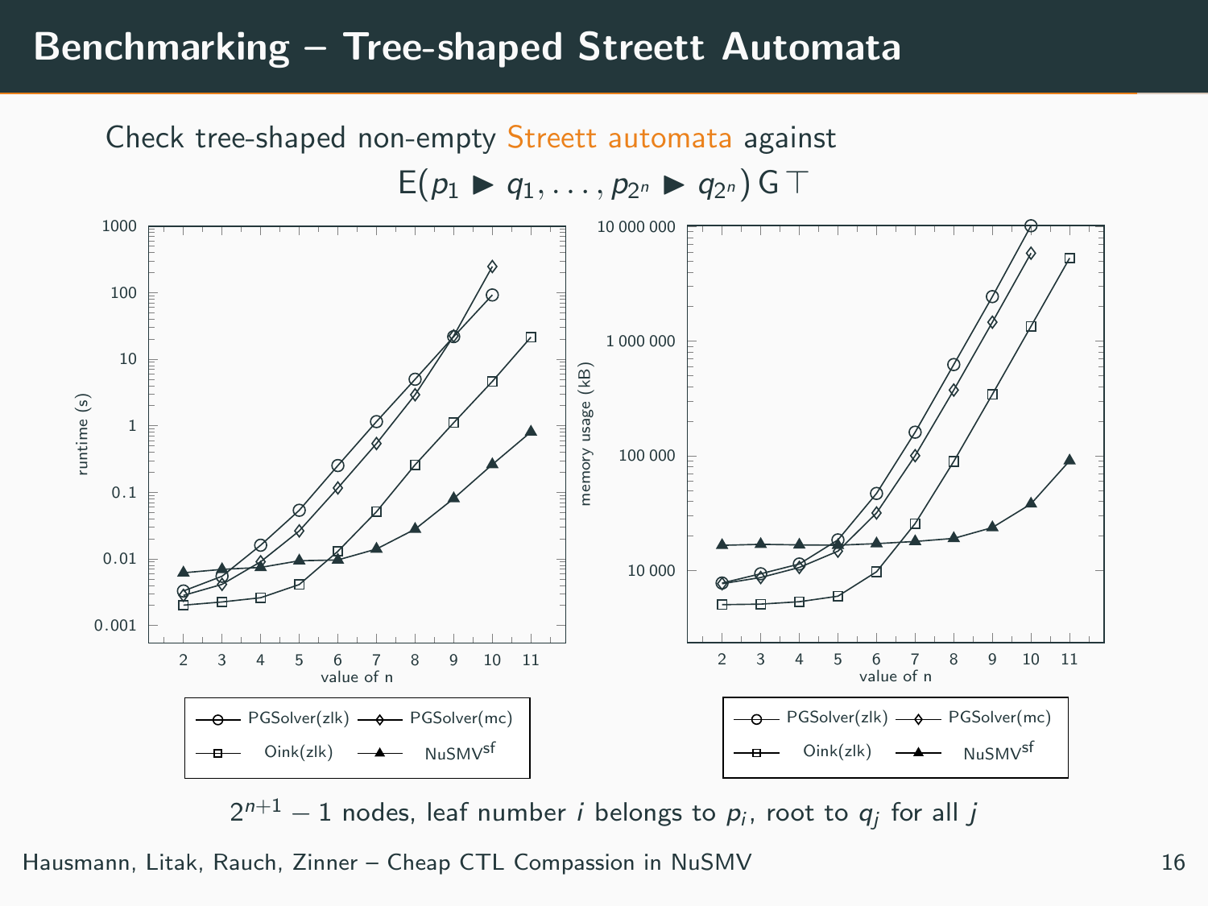# Benchmarking – Tree-shaped Streett Automata

Check tree-shaped non-empty Streett automata against

$$\mathsf{E}(p_1 \blacktriangleright q_1, \ldots, p_{2^n} \blacktriangleright q_{2^n})\,\mathsf{G}\,\top$$

Legend: PGSolver(zlk), PGSolver(mc), Oink(zlk), $\text{NuSMV}^{\text{sf}}$

$2^{n+1} - 1$ nodes, leaf number $i$ belongs to $p_i$, root to $q_j$ for all $j$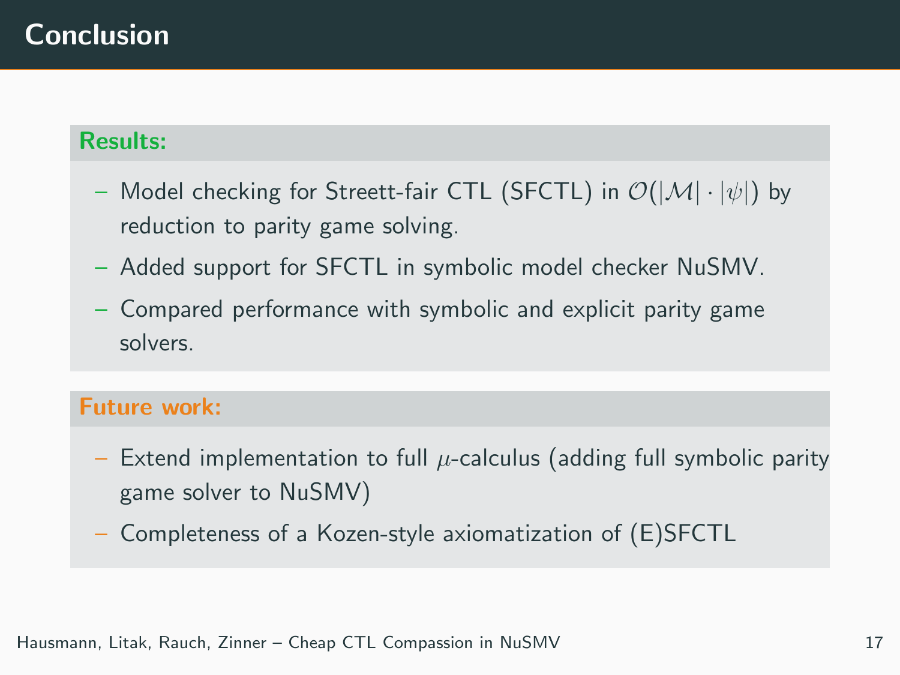# Conclusion

**Results:**

- Model checking for Streett-fair CTL (SFCTL) in $\mathcal{O}(|\mathcal{M}| \cdot |\psi|)$ by reduction to parity game solving.
- Added support for SFCTL in symbolic model checker NuSMV.
- Compared performance with symbolic and explicit parity game solvers.

**Future work:**

- Extend implementation to full $\mu$-calculus (adding full symbolic parity game solver to NuSMV)
- Completeness of a Kozen-style axiomatization of (E)SFCTL